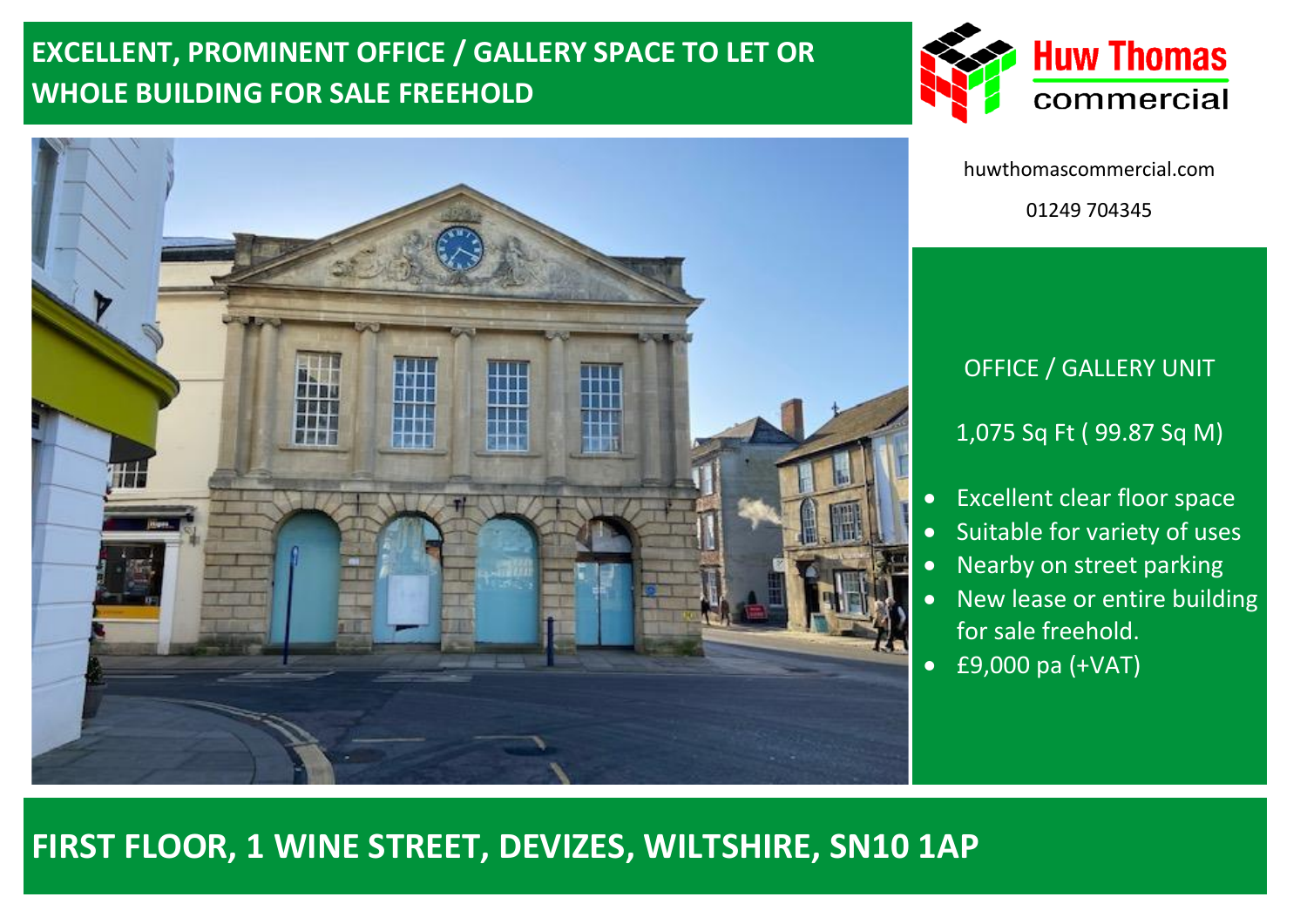# EXCELLENT, PROMINENT OFFICE / GALLERY SPACE TO LET OR WHOLE BUILDING FOR SALE FREEHOLD

Huw Thomas commercial

huwthomascommercial.com

01249 704345

OFFICE / GALLERY UNIT

1,075 Sq Ft ( 99.87 Sq M)

- Excellent clear floor space
- Suitable for variety of uses
- Nearby on street parking
- New lease or entire building for sale freehold.
- £9,000 pa (+VAT)

## FIRST FLOOR, 1 WINE STREET, DEVIZES, WILTSHIRE, SN10 1AP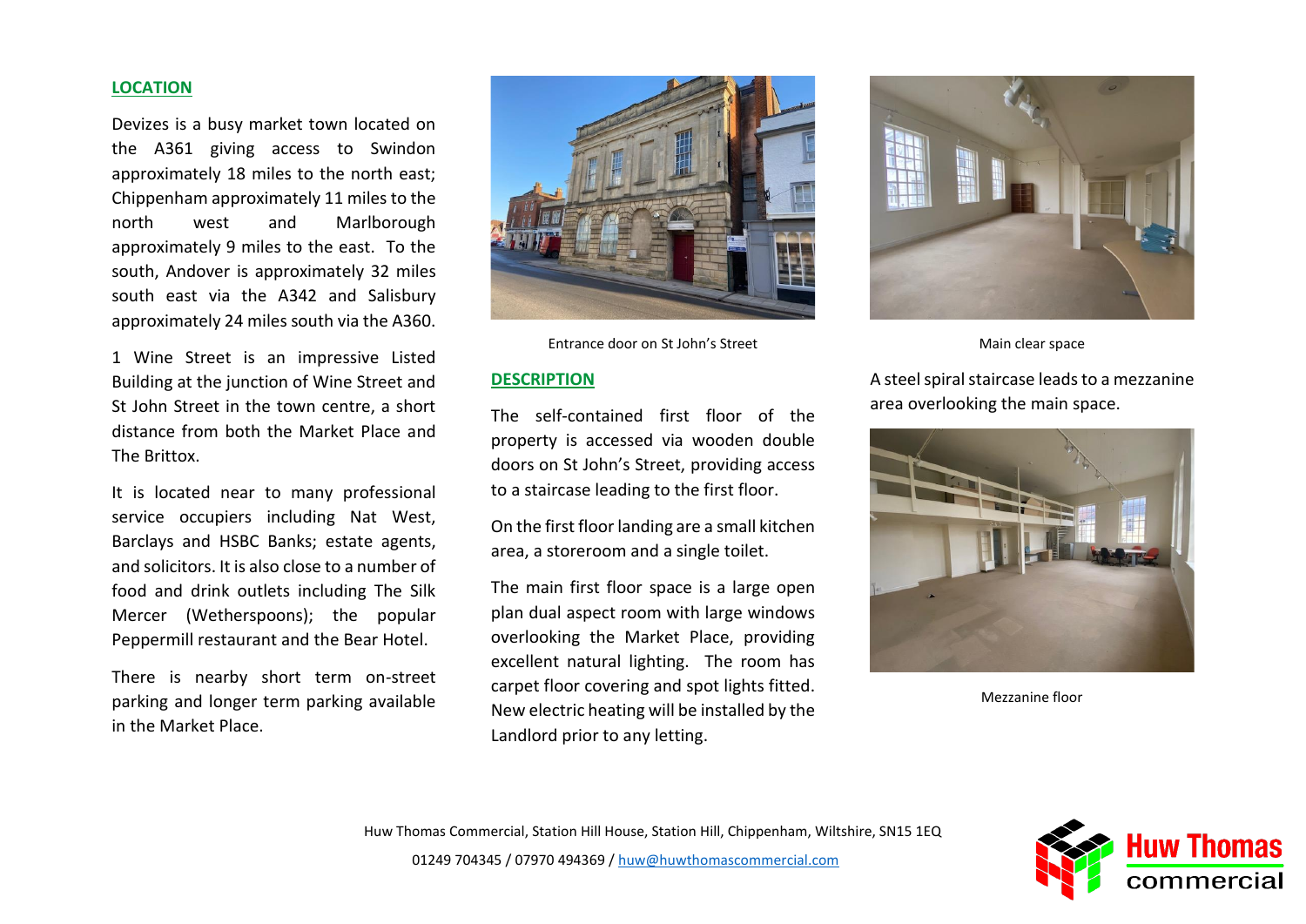## LOCATION

Devizes is a busy market town located on the A361 giving access to Swindon approximately 18 miles to the north east; Chippenham approximately 11 miles to the north west and Marlborough approximately 9 miles to the east. To the south, Andover is approximately 32 miles south east via the A342 and Salisbury approximately 24 miles south via the A360.

1 Wine Street is an impressive Listed Building at the junction of Wine Street and St John Street in the town centre, a short distance from both the Market Place and The Brittox.

It is located near to many professional service occupiers including Nat West, Barclays and HSBC Banks; estate agents, and solicitors. It is also close to a number of food and drink outlets including The Silk Mercer (Wetherspoons); the popular Peppermill restaurant and the Bear Hotel.

There is nearby short term on-street parking and longer term parking available in the Market Place.

Entrance door on St John's Street

## DESCRIPTION

The self-contained first floor of the property is accessed via wooden double doors on St John's Street, providing access to a staircase leading to the first floor.

On the first floor landing are a small kitchen area, a storeroom and a single toilet.

The main first floor space is a large open plan dual aspect room with large windows overlooking the Market Place, providing excellent natural lighting. The room has carpet floor covering and spot lights fitted. New electric heating will be installed by the Landlord prior to any letting.

Main clear space

A steel spiral staircase leads to a mezzanine area overlooking the main space.

Mezzanine floor

Huw Thomas Commercial, Station Hill House, Station Hill, Chippenham, Wiltshire, SN15 1EQ

01249 704345 / 07970 494369 / huw@huwthomascommercial.com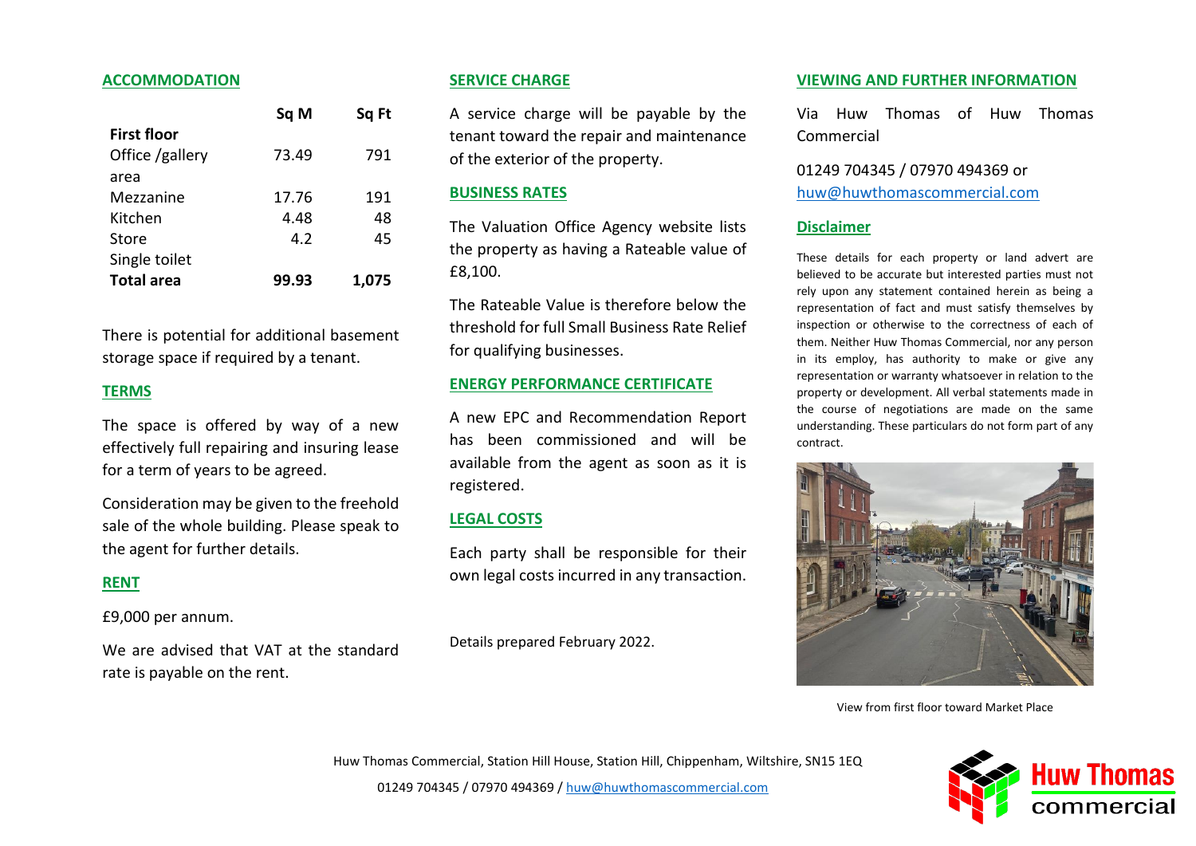## ACCOMMODATION

| | Sq M | Sq Ft |
|---|---|---|
| **First floor** | | |
| Office /gallery area | 73.49 | 791 |
| Mezzanine | 17.76 | 191 |
| Kitchen | 4.48 | 48 |
| Store | 4.2 | 45 |
| Single toilet | | |
| **Total area** | **99.93** | **1,075** |

There is potential for additional basement storage space if required by a tenant.

## TERMS

The space is offered by way of a new effectively full repairing and insuring lease for a term of years to be agreed.

Consideration may be given to the freehold sale of the whole building. Please speak to the agent for further details.

## RENT

£9,000 per annum.

We are advised that VAT at the standard rate is payable on the rent.

## SERVICE CHARGE

A service charge will be payable by the tenant toward the repair and maintenance of the exterior of the property.

## BUSINESS RATES

The Valuation Office Agency website lists the property as having a Rateable value of £8,100.

The Rateable Value is therefore below the threshold for full Small Business Rate Relief for qualifying businesses.

## ENERGY PERFORMANCE CERTIFICATE

A new EPC and Recommendation Report has been commissioned and will be available from the agent as soon as it is registered.

## LEGAL COSTS

Each party shall be responsible for their own legal costs incurred in any transaction.

Details prepared February 2022.

## VIEWING AND FURTHER INFORMATION

Via Huw Thomas of Huw Thomas Commercial

01249 704345 / 07970 494369 or huw@huwthomascommercial.com

## Disclaimer

These details for each property or land advert are believed to be accurate but interested parties must not rely upon any statement contained herein as being a representation of fact and must satisfy themselves by inspection or otherwise to the correctness of each of them. Neither Huw Thomas Commercial, nor any person in its employ, has authority to make or give any representation or warranty whatsoever in relation to the property or development. All verbal statements made in the course of negotiations are made on the same understanding. These particulars do not form part of any contract.

View from first floor toward Market Place

Huw Thomas Commercial, Station Hill House, Station Hill, Chippenham, Wiltshire, SN15 1EQ

01249 704345 / 07970 494369 / huw@huwthomascommercial.com